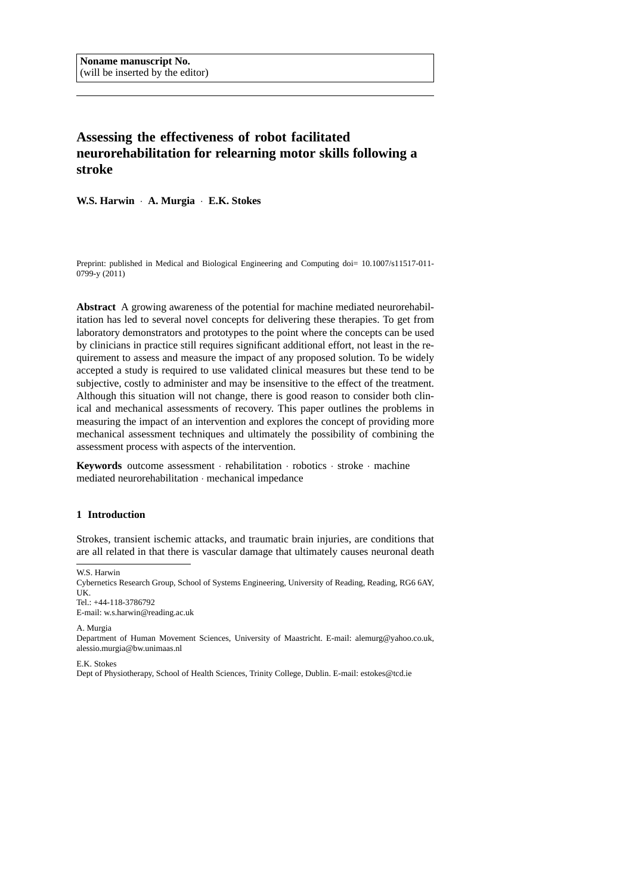**Noname manuscript No.**
(will be inserted by the editor)

# Assessing the effectiveness of robot facilitated neurorehabilitation for relearning motor skills following a stroke

**W.S. Harwin** · **A. Murgia** · **E.K. Stokes**

Preprint: published in Medical and Biological Engineering and Computing doi= 10.1007/s11517-011-0799-y (2011)

**Abstract** A growing awareness of the potential for machine mediated neurorehabilitation has led to several novel concepts for delivering these therapies. To get from laboratory demonstrators and prototypes to the point where the concepts can be used by clinicians in practice still requires significant additional effort, not least in the requirement to assess and measure the impact of any proposed solution. To be widely accepted a study is required to use validated clinical measures but these tend to be subjective, costly to administer and may be insensitive to the effect of the treatment. Although this situation will not change, there is good reason to consider both clinical and mechanical assessments of recovery. This paper outlines the problems in measuring the impact of an intervention and explores the concept of providing more mechanical assessment techniques and ultimately the possibility of combining the assessment process with aspects of the intervention.

**Keywords** outcome assessment · rehabilitation · robotics · stroke · machine mediated neurorehabilitation · mechanical impedance

## 1 Introduction

Strokes, transient ischemic attacks, and traumatic brain injuries, are conditions that are all related in that there is vascular damage that ultimately causes neuronal death

---

W.S. Harwin
Cybernetics Research Group, School of Systems Engineering, University of Reading, Reading, RG6 6AY, UK.
Tel.: +44-118-3786792
E-mail: w.s.harwin@reading.ac.uk

A. Murgia
Department of Human Movement Sciences, University of Maastricht. E-mail: alemurg@yahoo.co.uk, alessio.murgia@bw.unimaas.nl

E.K. Stokes
Dept of Physiotherapy, School of Health Sciences, Trinity College, Dublin. E-mail: estokes@tcd.ie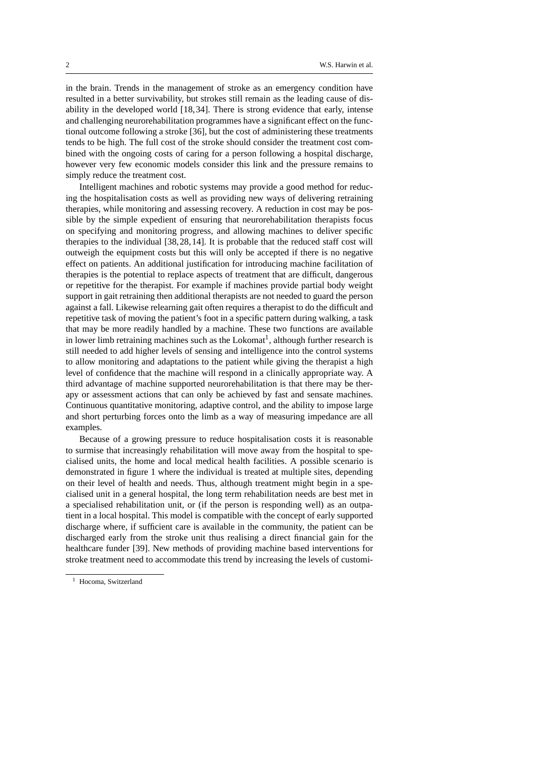in the brain. Trends in the management of stroke as an emergency condition have resulted in a better survivability, but strokes still remain as the leading cause of disability in the developed world [18,34]. There is strong evidence that early, intense and challenging neurorehabilitation programmes have a significant effect on the functional outcome following a stroke [36], but the cost of administering these treatments tends to be high. The full cost of the stroke should consider the treatment cost combined with the ongoing costs of caring for a person following a hospital discharge, however very few economic models consider this link and the pressure remains to simply reduce the treatment cost.

Intelligent machines and robotic systems may provide a good method for reducing the hospitalisation costs as well as providing new ways of delivering retraining therapies, while monitoring and assessing recovery. A reduction in cost may be possible by the simple expedient of ensuring that neurorehabilitation therapists focus on specifying and monitoring progress, and allowing machines to deliver specific therapies to the individual [38,28,14]. It is probable that the reduced staff cost will outweigh the equipment costs but this will only be accepted if there is no negative effect on patients. An additional justification for introducing machine facilitation of therapies is the potential to replace aspects of treatment that are difficult, dangerous or repetitive for the therapist. For example if machines provide partial body weight support in gait retraining then additional therapists are not needed to guard the person against a fall. Likewise relearning gait often requires a therapist to do the difficult and repetitive task of moving the patient's foot in a specific pattern during walking, a task that may be more readily handled by a machine. These two functions are available in lower limb retraining machines such as the Lokomat[1], although further research is still needed to add higher levels of sensing and intelligence into the control systems to allow monitoring and adaptations to the patient while giving the therapist a high level of confidence that the machine will respond in a clinically appropriate way. A third advantage of machine supported neurorehabilitation is that there may be therapy or assessment actions that can only be achieved by fast and sensate machines. Continuous quantitative monitoring, adaptive control, and the ability to impose large and short perturbing forces onto the limb as a way of measuring impedance are all examples.

Because of a growing pressure to reduce hospitalisation costs it is reasonable to surmise that increasingly rehabilitation will move away from the hospital to specialised units, the home and local medical health facilities. A possible scenario is demonstrated in figure 1 where the individual is treated at multiple sites, depending on their level of health and needs. Thus, although treatment might begin in a specialised unit in a general hospital, the long term rehabilitation needs are best met in a specialised rehabilitation unit, or (if the person is responding well) as an outpatient in a local hospital. This model is compatible with the concept of early supported discharge where, if sufficient care is available in the community, the patient can be discharged early from the stroke unit thus realising a direct financial gain for the healthcare funder [39]. New methods of providing machine based interventions for stroke treatment need to accommodate this trend by increasing the levels of customi-

[1] Hocoma, Switzerland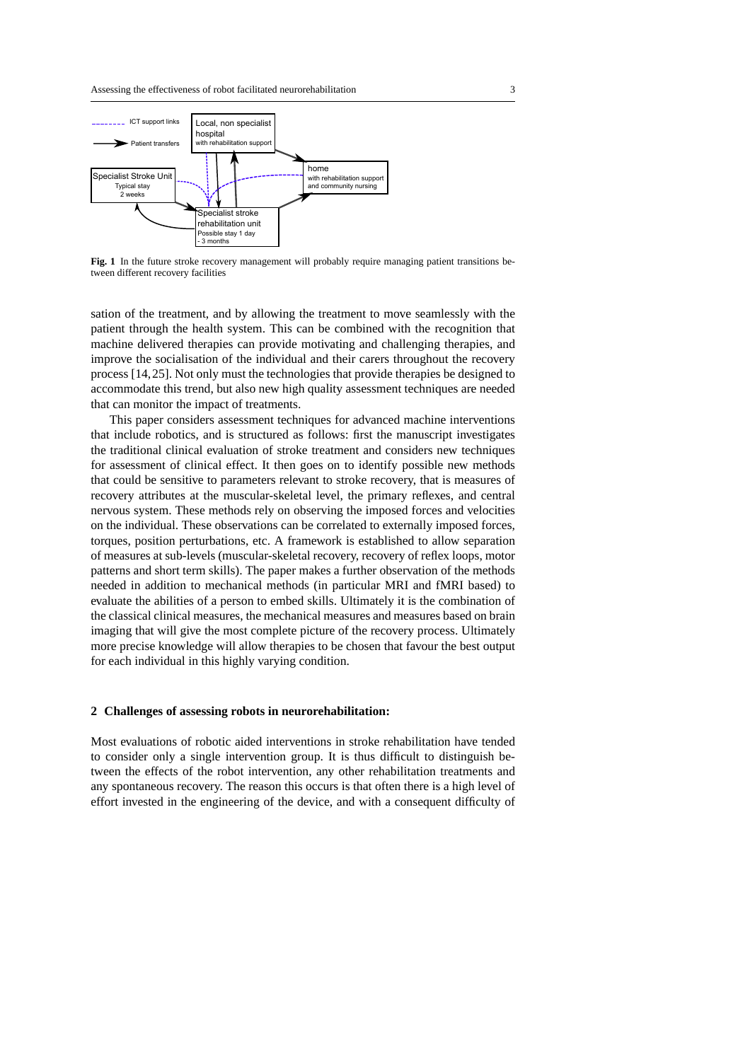Fig. 1 In the future stroke recovery management will probably require managing patient transitions between different recovery facilities

sation of the treatment, and by allowing the treatment to move seamlessly with the patient through the health system. This can be combined with the recognition that machine delivered therapies can provide motivating and challenging therapies, and improve the socialisation of the individual and their carers throughout the recovery process [14, 25]. Not only must the technologies that provide therapies be designed to accommodate this trend, but also new high quality assessment techniques are needed that can monitor the impact of treatments.

This paper considers assessment techniques for advanced machine interventions that include robotics, and is structured as follows: first the manuscript investigates the traditional clinical evaluation of stroke treatment and considers new techniques for assessment of clinical effect. It then goes on to identify possible new methods that could be sensitive to parameters relevant to stroke recovery, that is measures of recovery attributes at the muscular-skeletal level, the primary reflexes, and central nervous system. These methods rely on observing the imposed forces and velocities on the individual. These observations can be correlated to externally imposed forces, torques, position perturbations, etc. A framework is established to allow separation of measures at sub-levels (muscular-skeletal recovery, recovery of reflex loops, motor patterns and short term skills). The paper makes a further observation of the methods needed in addition to mechanical methods (in particular MRI and fMRI based) to evaluate the abilities of a person to embed skills. Ultimately it is the combination of the classical clinical measures, the mechanical measures and measures based on brain imaging that will give the most complete picture of the recovery process. Ultimately more precise knowledge will allow therapies to be chosen that favour the best output for each individual in this highly varying condition.

## 2 Challenges of assessing robots in neurorehabilitation:

Most evaluations of robotic aided interventions in stroke rehabilitation have tended to consider only a single intervention group. It is thus difficult to distinguish between the effects of the robot intervention, any other rehabilitation treatments and any spontaneous recovery. The reason this occurs is that often there is a high level of effort invested in the engineering of the device, and with a consequent difficulty of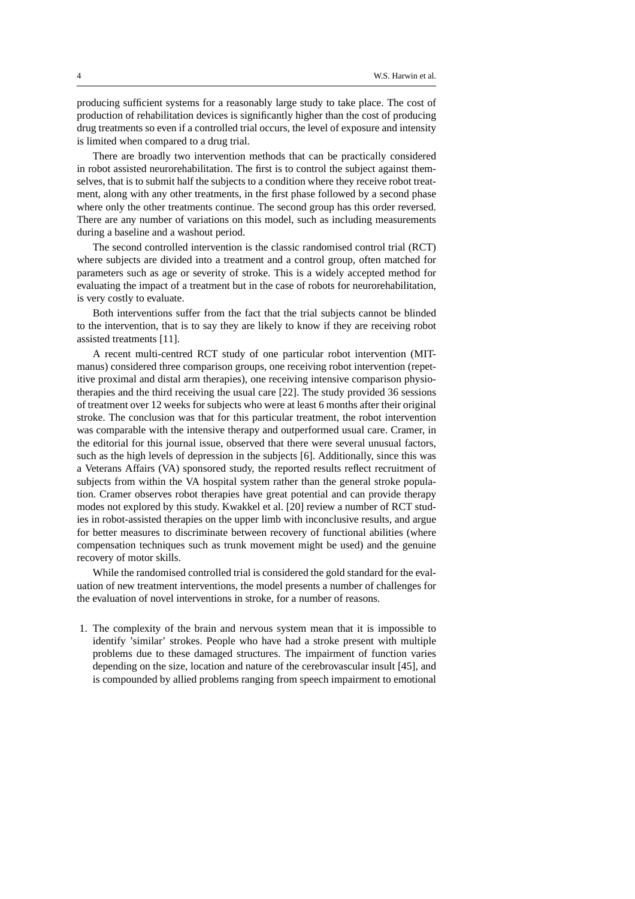producing sufficient systems for a reasonably large study to take place. The cost of production of rehabilitation devices is significantly higher than the cost of producing drug treatments so even if a controlled trial occurs, the level of exposure and intensity is limited when compared to a drug trial.

There are broadly two intervention methods that can be practically considered in robot assisted neurorehabilitation. The first is to control the subject against themselves, that is to submit half the subjects to a condition where they receive robot treatment, along with any other treatments, in the first phase followed by a second phase where only the other treatments continue. The second group has this order reversed. There are any number of variations on this model, such as including measurements during a baseline and a washout period.

The second controlled intervention is the classic randomised control trial (RCT) where subjects are divided into a treatment and a control group, often matched for parameters such as age or severity of stroke. This is a widely accepted method for evaluating the impact of a treatment but in the case of robots for neurorehabilitation, is very costly to evaluate.

Both interventions suffer from the fact that the trial subjects cannot be blinded to the intervention, that is to say they are likely to know if they are receiving robot assisted treatments [11].

A recent multi-centred RCT study of one particular robot intervention (MIT-manus) considered three comparison groups, one receiving robot intervention (repetitive proximal and distal arm therapies), one receiving intensive comparison physiotherapies and the third receiving the usual care [22]. The study provided 36 sessions of treatment over 12 weeks for subjects who were at least 6 months after their original stroke. The conclusion was that for this particular treatment, the robot intervention was comparable with the intensive therapy and outperformed usual care. Cramer, in the editorial for this journal issue, observed that there were several unusual factors, such as the high levels of depression in the subjects [6]. Additionally, since this was a Veterans Affairs (VA) sponsored study, the reported results reflect recruitment of subjects from within the VA hospital system rather than the general stroke population. Cramer observes robot therapies have great potential and can provide therapy modes not explored by this study. Kwakkel et al. [20] review a number of RCT studies in robot-assisted therapies on the upper limb with inconclusive results, and argue for better measures to discriminate between recovery of functional abilities (where compensation techniques such as trunk movement might be used) and the genuine recovery of motor skills.

While the randomised controlled trial is considered the gold standard for the evaluation of new treatment interventions, the model presents a number of challenges for the evaluation of novel interventions in stroke, for a number of reasons.

1. The complexity of the brain and nervous system mean that it is impossible to identify 'similar' strokes. People who have had a stroke present with multiple problems due to these damaged structures. The impairment of function varies depending on the size, location and nature of the cerebrovascular insult [45], and is compounded by allied problems ranging from speech impairment to emotional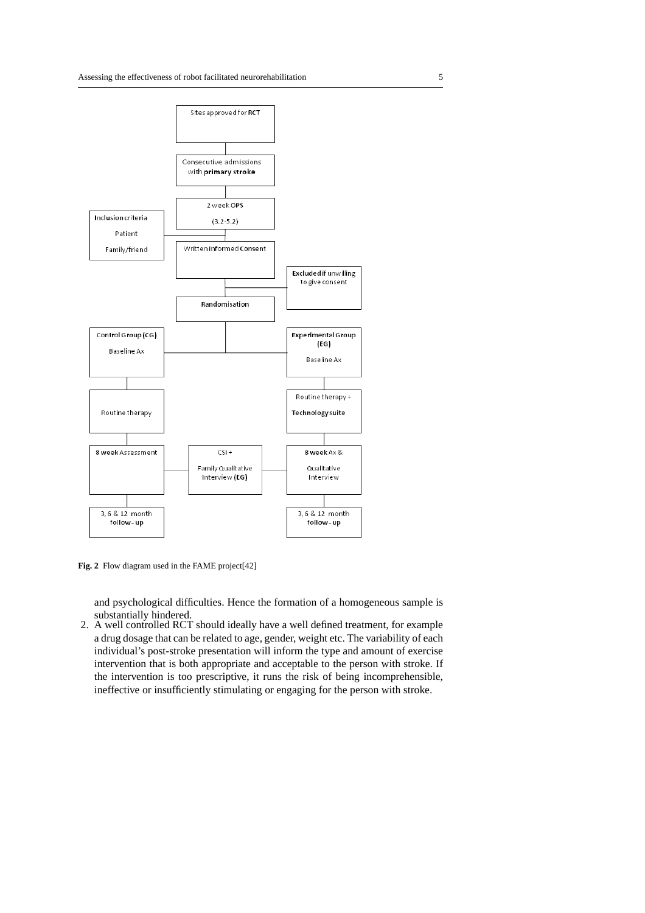**Fig. 2** Flow diagram used in the FAME project[42]

and psychological difficulties. Hence the formation of a homogeneous sample is substantially hindered.

2. A well controlled RCT should ideally have a well defined treatment, for example a drug dosage that can be related to age, gender, weight etc. The variability of each individual's post-stroke presentation will inform the type and amount of exercise intervention that is both appropriate and acceptable to the person with stroke. If the intervention is too prescriptive, it runs the risk of being incomprehensible, ineffective or insufficiently stimulating or engaging for the person with stroke.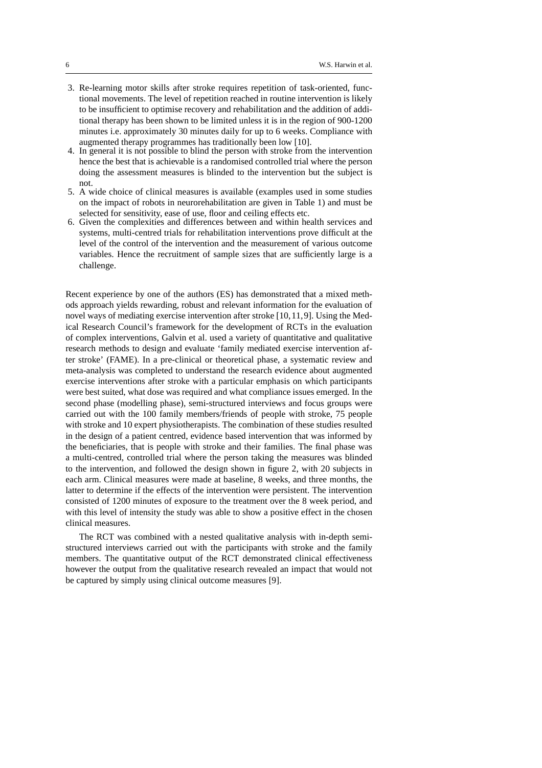3. Re-learning motor skills after stroke requires repetition of task-oriented, functional movements. The level of repetition reached in routine intervention is likely to be insufficient to optimise recovery and rehabilitation and the addition of additional therapy has been shown to be limited unless it is in the region of 900-1200 minutes i.e. approximately 30 minutes daily for up to 6 weeks. Compliance with augmented therapy programmes has traditionally been low [10].
4. In general it is not possible to blind the person with stroke from the intervention hence the best that is achievable is a randomised controlled trial where the person doing the assessment measures is blinded to the intervention but the subject is not.
5. A wide choice of clinical measures is available (examples used in some studies on the impact of robots in neurorehabilitation are given in Table 1) and must be selected for sensitivity, ease of use, floor and ceiling effects etc.
6. Given the complexities and differences between and within health services and systems, multi-centred trials for rehabilitation interventions prove difficult at the level of the control of the intervention and the measurement of various outcome variables. Hence the recruitment of sample sizes that are sufficiently large is a challenge.

Recent experience by one of the authors (ES) has demonstrated that a mixed methods approach yields rewarding, robust and relevant information for the evaluation of novel ways of mediating exercise intervention after stroke [10, 11, 9]. Using the Medical Research Council's framework for the development of RCTs in the evaluation of complex interventions, Galvin et al. used a variety of quantitative and qualitative research methods to design and evaluate 'family mediated exercise intervention after stroke' (FAME). In a pre-clinical or theoretical phase, a systematic review and meta-analysis was completed to understand the research evidence about augmented exercise interventions after stroke with a particular emphasis on which participants were best suited, what dose was required and what compliance issues emerged. In the second phase (modelling phase), semi-structured interviews and focus groups were carried out with the 100 family members/friends of people with stroke, 75 people with stroke and 10 expert physiotherapists. The combination of these studies resulted in the design of a patient centred, evidence based intervention that was informed by the beneficiaries, that is people with stroke and their families. The final phase was a multi-centred, controlled trial where the person taking the measures was blinded to the intervention, and followed the design shown in figure 2, with 20 subjects in each arm. Clinical measures were made at baseline, 8 weeks, and three months, the latter to determine if the effects of the intervention were persistent. The intervention consisted of 1200 minutes of exposure to the treatment over the 8 week period, and with this level of intensity the study was able to show a positive effect in the chosen clinical measures.

The RCT was combined with a nested qualitative analysis with in-depth semi-structured interviews carried out with the participants with stroke and the family members. The quantitative output of the RCT demonstrated clinical effectiveness however the output from the qualitative research revealed an impact that would not be captured by simply using clinical outcome measures [9].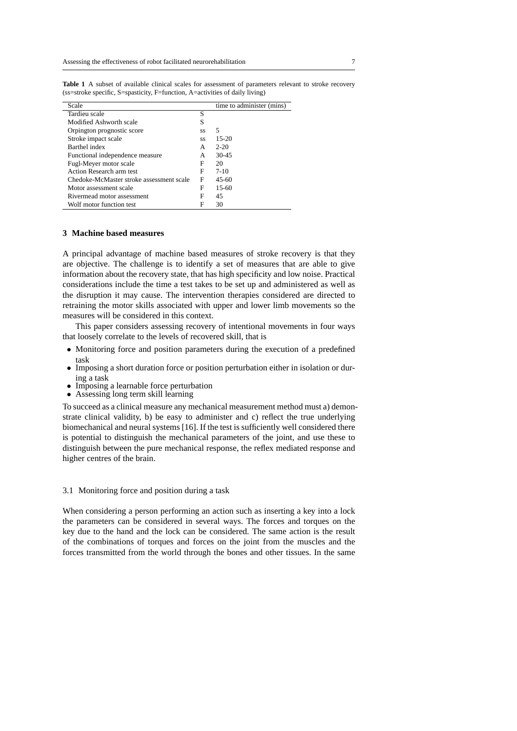**Table 1** A subset of available clinical scales for assessment of parameters relevant to stroke recovery (ss=stroke specific, S=spasticity, F=function, A=activities of daily living)

| Scale | | time to administer (mins) |
|---|---|---|
| Tardieu scale | S | |
| Modified Ashworth scale | S | |
| Orpington prognostic score | ss | 5 |
| Stroke impact scale | ss | 15-20 |
| Barthel index | A | 2-20 |
| Functional independence measure | A | 30-45 |
| Fugl-Meyer motor scale | F | 20 |
| Action Research arm test | F | 7-10 |
| Chedoke-McMaster stroke assessment scale | F | 45-60 |
| Motor assessment scale | F | 15-60 |
| Rivermead motor assessment | F | 45 |
| Wolf motor function test | F | 30 |

## 3 Machine based measures

A principal advantage of machine based measures of stroke recovery is that they are objective. The challenge is to identify a set of measures that are able to give information about the recovery state, that has high specificity and low noise. Practical considerations include the time a test takes to be set up and administered as well as the disruption it may cause. The intervention therapies considered are directed to retraining the motor skills associated with upper and lower limb movements so the measures will be considered in this context.

This paper considers assessing recovery of intentional movements in four ways that loosely correlate to the levels of recovered skill, that is

- Monitoring force and position parameters during the execution of a predefined task
- Imposing a short duration force or position perturbation either in isolation or during a task
- Imposing a learnable force perturbation
- Assessing long term skill learning

To succeed as a clinical measure any mechanical measurement method must a) demonstrate clinical validity, b) be easy to administer and c) reflect the true underlying biomechanical and neural systems [16]. If the test is sufficiently well considered there is potential to distinguish the mechanical parameters of the joint, and use these to distinguish between the pure mechanical response, the reflex mediated response and higher centres of the brain.

### 3.1 Monitoring force and position during a task

When considering a person performing an action such as inserting a key into a lock the parameters can be considered in several ways. The forces and torques on the key due to the hand and the lock can be considered. The same action is the result of the combinations of torques and forces on the joint from the muscles and the forces transmitted from the world through the bones and other tissues. In the same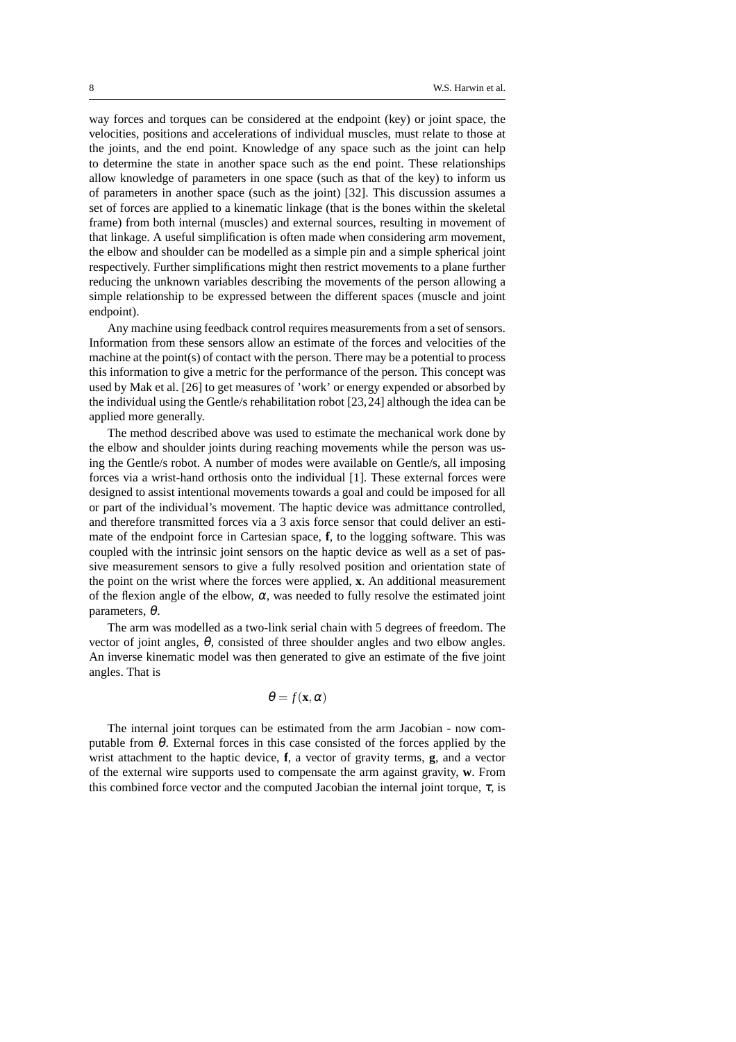way forces and torques can be considered at the endpoint (key) or joint space, the velocities, positions and accelerations of individual muscles, must relate to those at the joints, and the end point. Knowledge of any space such as the joint can help to determine the state in another space such as the end point. These relationships allow knowledge of parameters in one space (such as that of the key) to inform us of parameters in another space (such as the joint) [32]. This discussion assumes a set of forces are applied to a kinematic linkage (that is the bones within the skeletal frame) from both internal (muscles) and external sources, resulting in movement of that linkage. A useful simplification is often made when considering arm movement, the elbow and shoulder can be modelled as a simple pin and a simple spherical joint respectively. Further simplifications might then restrict movements to a plane further reducing the unknown variables describing the movements of the person allowing a simple relationship to be expressed between the different spaces (muscle and joint endpoint).

Any machine using feedback control requires measurements from a set of sensors. Information from these sensors allow an estimate of the forces and velocities of the machine at the point(s) of contact with the person. There may be a potential to process this information to give a metric for the performance of the person. This concept was used by Mak et al. [26] to get measures of 'work' or energy expended or absorbed by the individual using the Gentle/s rehabilitation robot [23, 24] although the idea can be applied more generally.

The method described above was used to estimate the mechanical work done by the elbow and shoulder joints during reaching movements while the person was using the Gentle/s robot. A number of modes were available on Gentle/s, all imposing forces via a wrist-hand orthosis onto the individual [1]. These external forces were designed to assist intentional movements towards a goal and could be imposed for all or part of the individual's movement. The haptic device was admittance controlled, and therefore transmitted forces via a 3 axis force sensor that could deliver an estimate of the endpoint force in Cartesian space, $\mathbf{f}$, to the logging software. This was coupled with the intrinsic joint sensors on the haptic device as well as a set of passive measurement sensors to give a fully resolved position and orientation state of the point on the wrist where the forces were applied, $\mathbf{x}$. An additional measurement of the flexion angle of the elbow, $\alpha$, was needed to fully resolve the estimated joint parameters, $\theta$.

The arm was modelled as a two-link serial chain with 5 degrees of freedom. The vector of joint angles, $\theta$, consisted of three shoulder angles and two elbow angles. An inverse kinematic model was then generated to give an estimate of the five joint angles. That is

$$\theta = f(\mathbf{x}, \alpha)$$

The internal joint torques can be estimated from the arm Jacobian - now computable from $\theta$. External forces in this case consisted of the forces applied by the wrist attachment to the haptic device, $\mathbf{f}$, a vector of gravity terms, $\mathbf{g}$, and a vector of the external wire supports used to compensate the arm against gravity, $\mathbf{w}$. From this combined force vector and the computed Jacobian the internal joint torque, $\tau$, is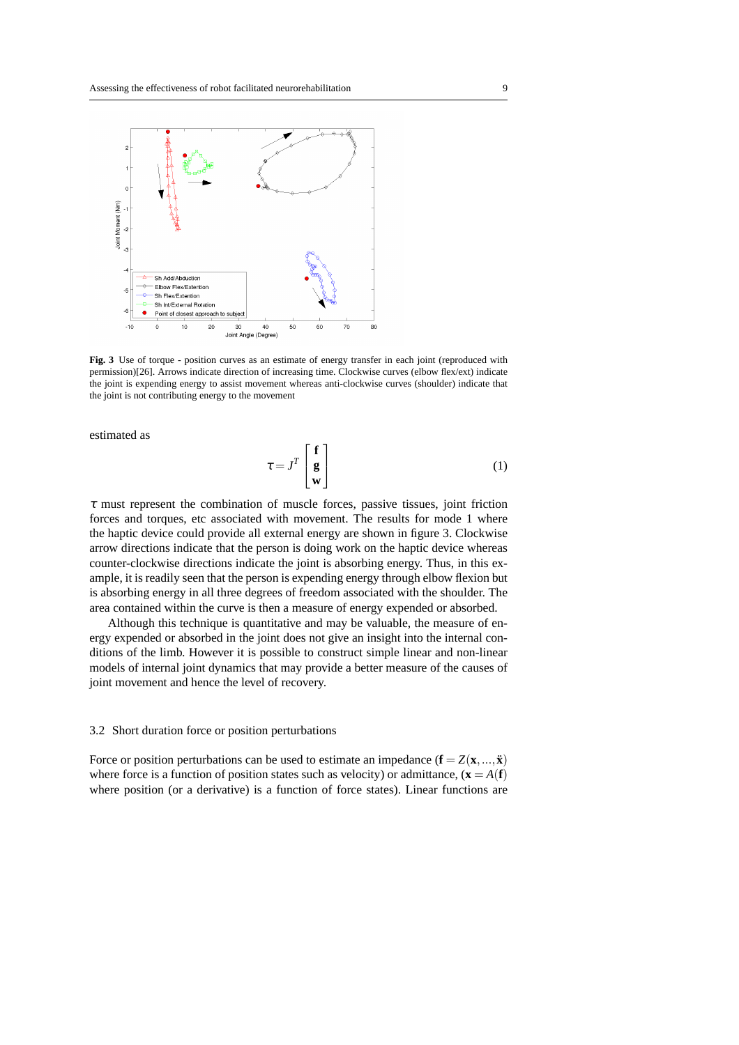**Fig. 3** Use of torque - position curves as an estimate of energy transfer in each joint (reproduced with permission)[26]. Arrows indicate direction of increasing time. Clockwise curves (elbow flex/ext) indicate the joint is expending energy to assist movement whereas anti-clockwise curves (shoulder) indicate that the joint is not contributing energy to the movement

estimated as

$$\tau = J^T \begin{bmatrix} \mathbf{f} \\ \mathbf{g} \\ \mathbf{w} \end{bmatrix} \tag{1}$$

$\tau$ must represent the combination of muscle forces, passive tissues, joint friction forces and torques, etc associated with movement. The results for mode 1 where the haptic device could provide all external energy are shown in figure 3. Clockwise arrow directions indicate that the person is doing work on the haptic device whereas counter-clockwise directions indicate the joint is absorbing energy. Thus, in this example, it is readily seen that the person is expending energy through elbow flexion but is absorbing energy in all three degrees of freedom associated with the shoulder. The area contained within the curve is then a measure of energy expended or absorbed.

Although this technique is quantitative and may be valuable, the measure of energy expended or absorbed in the joint does not give an insight into the internal conditions of the limb. However it is possible to construct simple linear and non-linear models of internal joint dynamics that may provide a better measure of the causes of joint movement and hence the level of recovery.

### 3.2 Short duration force or position perturbations

Force or position perturbations can be used to estimate an impedance ($\mathbf{f} = Z(\mathbf{x}, ..., \ddot{\mathbf{x}})$ where force is a function of position states such as velocity) or admittance, ($\mathbf{x} = A(\mathbf{f})$ where position (or a derivative) is a function of force states). Linear functions are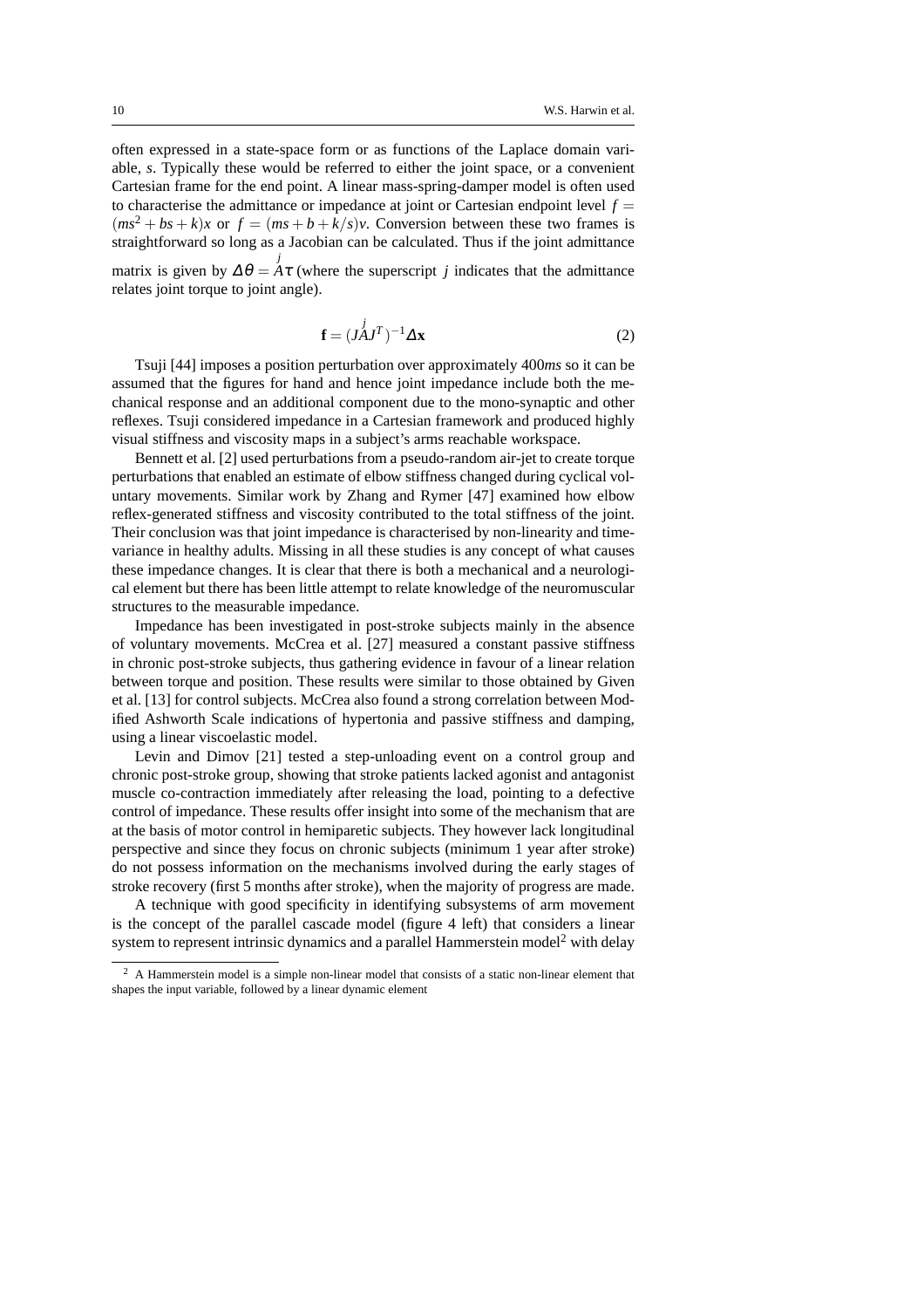often expressed in a state-space form or as functions of the Laplace domain variable, $s$. Typically these would be referred to either the joint space, or a convenient Cartesian frame for the end point. A linear mass-spring-damper model is often used to characterise the admittance or impedance at joint or Cartesian endpoint level $f = (ms^2 + bs + k)x$ or $f = (ms + b + k/s)v$. Conversion between these two frames is straightforward so long as a Jacobian can be calculated. Thus if the joint admittance matrix is given by $\Delta\theta = \overset{j}{A}\tau$ (where the superscript $j$ indicates that the admittance relates joint torque to joint angle).

$$\mathbf{f} = (J\overset{j}{A}J^T)^{-1}\Delta\mathbf{x} \tag{2}$$

Tsuji [44] imposes a position perturbation over approximately 400*ms* so it can be assumed that the figures for hand and hence joint impedance include both the mechanical response and an additional component due to the mono-synaptic and other reflexes. Tsuji considered impedance in a Cartesian framework and produced highly visual stiffness and viscosity maps in a subject's arms reachable workspace.

Bennett et al. [2] used perturbations from a pseudo-random air-jet to create torque perturbations that enabled an estimate of elbow stiffness changed during cyclical voluntary movements. Similar work by Zhang and Rymer [47] examined how elbow reflex-generated stiffness and viscosity contributed to the total stiffness of the joint. Their conclusion was that joint impedance is characterised by non-linearity and time-variance in healthy adults. Missing in all these studies is any concept of what causes these impedance changes. It is clear that there is both a mechanical and a neurological element but there has been little attempt to relate knowledge of the neuromuscular structures to the measurable impedance.

Impedance has been investigated in post-stroke subjects mainly in the absence of voluntary movements. McCrea et al. [27] measured a constant passive stiffness in chronic post-stroke subjects, thus gathering evidence in favour of a linear relation between torque and position. These results were similar to those obtained by Given et al. [13] for control subjects. McCrea also found a strong correlation between Modified Ashworth Scale indications of hypertonia and passive stiffness and damping, using a linear viscoelastic model.

Levin and Dimov [21] tested a step-unloading event on a control group and chronic post-stroke group, showing that stroke patients lacked agonist and antagonist muscle co-contraction immediately after releasing the load, pointing to a defective control of impedance. These results offer insight into some of the mechanism that are at the basis of motor control in hemiparetic subjects. They however lack longitudinal perspective and since they focus on chronic subjects (minimum 1 year after stroke) do not possess information on the mechanisms involved during the early stages of stroke recovery (first 5 months after stroke), when the majority of progress are made.

A technique with good specificity in identifying subsystems of arm movement is the concept of the parallel cascade model (figure 4 left) that considers a linear system to represent intrinsic dynamics and a parallel Hammerstein model[2] with delay

[2] A Hammerstein model is a simple non-linear model that consists of a static non-linear element that shapes the input variable, followed by a linear dynamic element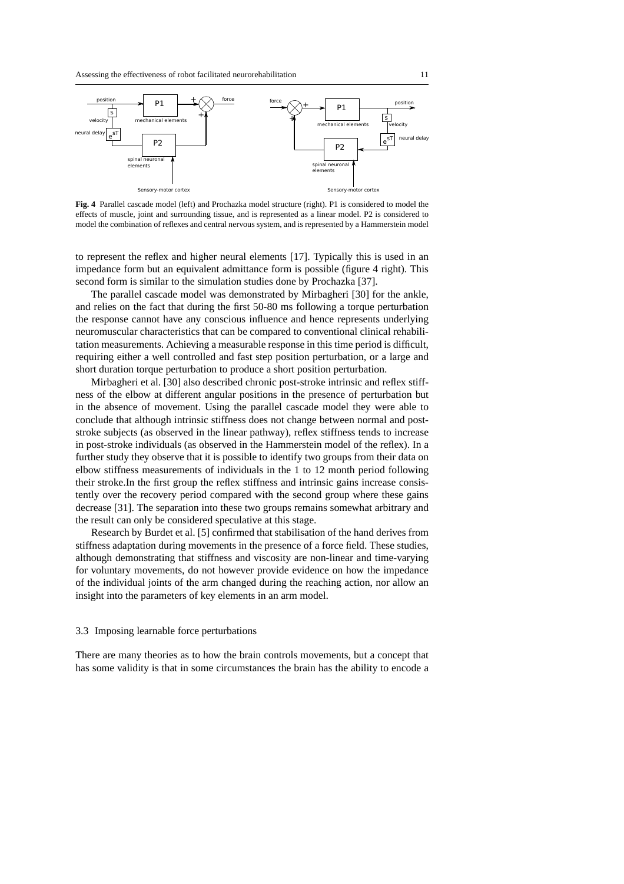**Fig. 4** Parallel cascade model (left) and Prochazka model structure (right). P1 is considered to model the effects of muscle, joint and surrounding tissue, and is represented as a linear model. P2 is considered to model the combination of reflexes and central nervous system, and is represented by a Hammerstein model

to represent the reflex and higher neural elements [17]. Typically this is used in an impedance form but an equivalent admittance form is possible (figure 4 right). This second form is similar to the simulation studies done by Prochazka [37].

The parallel cascade model was demonstrated by Mirbagheri [30] for the ankle, and relies on the fact that during the first 50-80 ms following a torque perturbation the response cannot have any conscious influence and hence represents underlying neuromuscular characteristics that can be compared to conventional clinical rehabilitation measurements. Achieving a measurable response in this time period is difficult, requiring either a well controlled and fast step position perturbation, or a large and short duration torque perturbation to produce a short position perturbation.

Mirbagheri et al. [30] also described chronic post-stroke intrinsic and reflex stiffness of the elbow at different angular positions in the presence of perturbation but in the absence of movement. Using the parallel cascade model they were able to conclude that although intrinsic stiffness does not change between normal and post-stroke subjects (as observed in the linear pathway), reflex stiffness tends to increase in post-stroke individuals (as observed in the Hammerstein model of the reflex). In a further study they observe that it is possible to identify two groups from their data on elbow stiffness measurements of individuals in the 1 to 12 month period following their stroke.In the first group the reflex stiffness and intrinsic gains increase consistently over the recovery period compared with the second group where these gains decrease [31]. The separation into these two groups remains somewhat arbitrary and the result can only be considered speculative at this stage.

Research by Burdet et al. [5] confirmed that stabilisation of the hand derives from stiffness adaptation during movements in the presence of a force field. These studies, although demonstrating that stiffness and viscosity are non-linear and time-varying for voluntary movements, do not however provide evidence on how the impedance of the individual joints of the arm changed during the reaching action, nor allow an insight into the parameters of key elements in an arm model.

### 3.3 Imposing learnable force perturbations

There are many theories as to how the brain controls movements, but a concept that has some validity is that in some circumstances the brain has the ability to encode a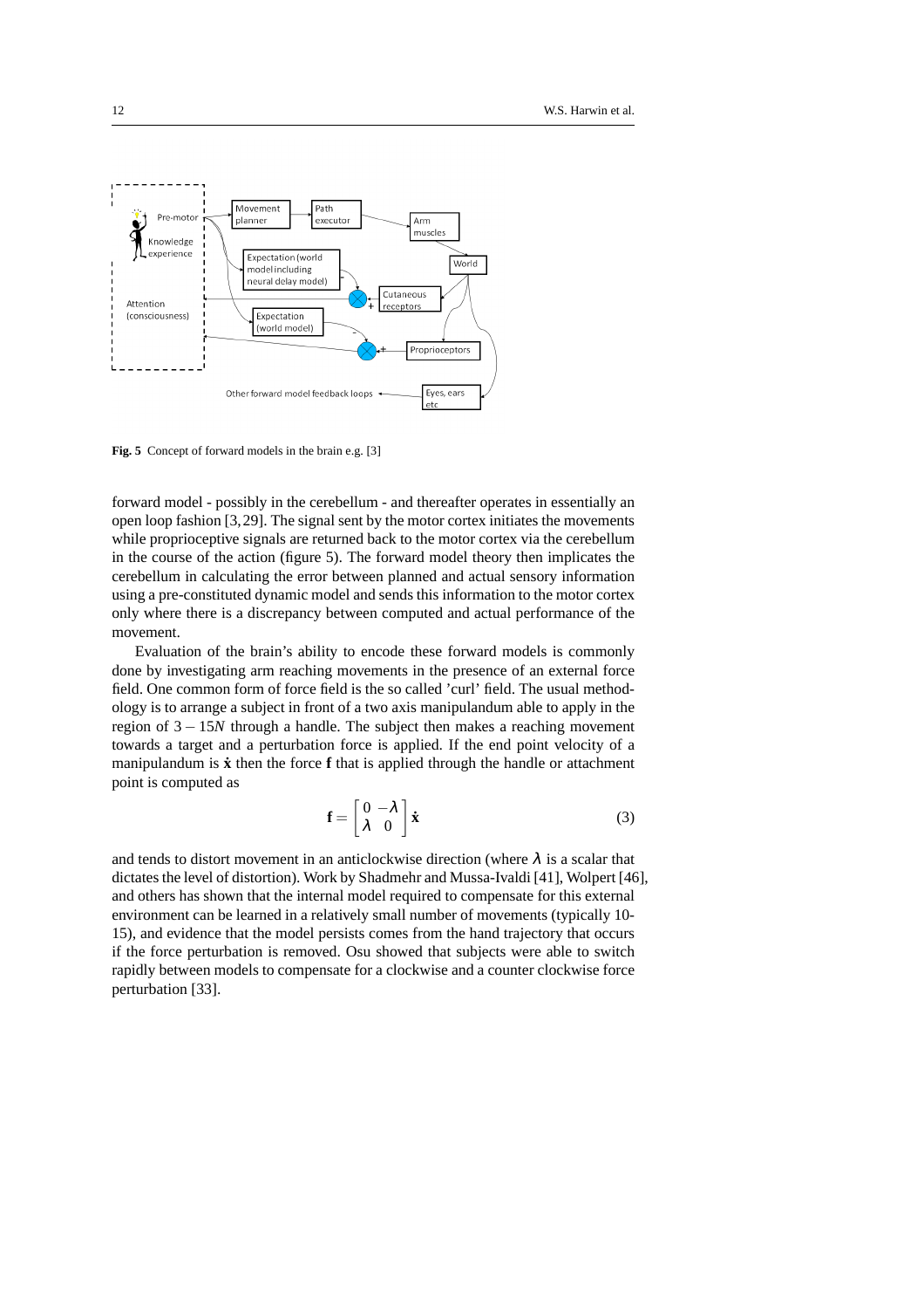**Fig. 5** Concept of forward models in the brain e.g. [3]

forward model - possibly in the cerebellum - and thereafter operates in essentially an open loop fashion [3,29]. The signal sent by the motor cortex initiates the movements while proprioceptive signals are returned back to the motor cortex via the cerebellum in the course of the action (figure 5). The forward model theory then implicates the cerebellum in calculating the error between planned and actual sensory information using a pre-constituted dynamic model and sends this information to the motor cortex only where there is a discrepancy between computed and actual performance of the movement.

Evaluation of the brain's ability to encode these forward models is commonly done by investigating arm reaching movements in the presence of an external force field. One common form of force field is the so called 'curl' field. The usual methodology is to arrange a subject in front of a two axis manipulandum able to apply in the region of $3-15N$ through a handle. The subject then makes a reaching movement towards a target and a perturbation force is applied. If the end point velocity of a manipulandum is $\dot{\mathbf{x}}$ then the force $\mathbf{f}$ that is applied through the handle or attachment point is computed as

$$\mathbf{f} = \begin{bmatrix} 0 & -\lambda \\ \lambda & 0 \end{bmatrix} \dot{\mathbf{x}} \tag{3}$$

and tends to distort movement in an anticlockwise direction (where $\lambda$ is a scalar that dictates the level of distortion). Work by Shadmehr and Mussa-Ivaldi [41], Wolpert [46], and others has shown that the internal model required to compensate for this external environment can be learned in a relatively small number of movements (typically 10-15), and evidence that the model persists comes from the hand trajectory that occurs if the force perturbation is removed. Osu showed that subjects were able to switch rapidly between models to compensate for a clockwise and a counter clockwise force perturbation [33].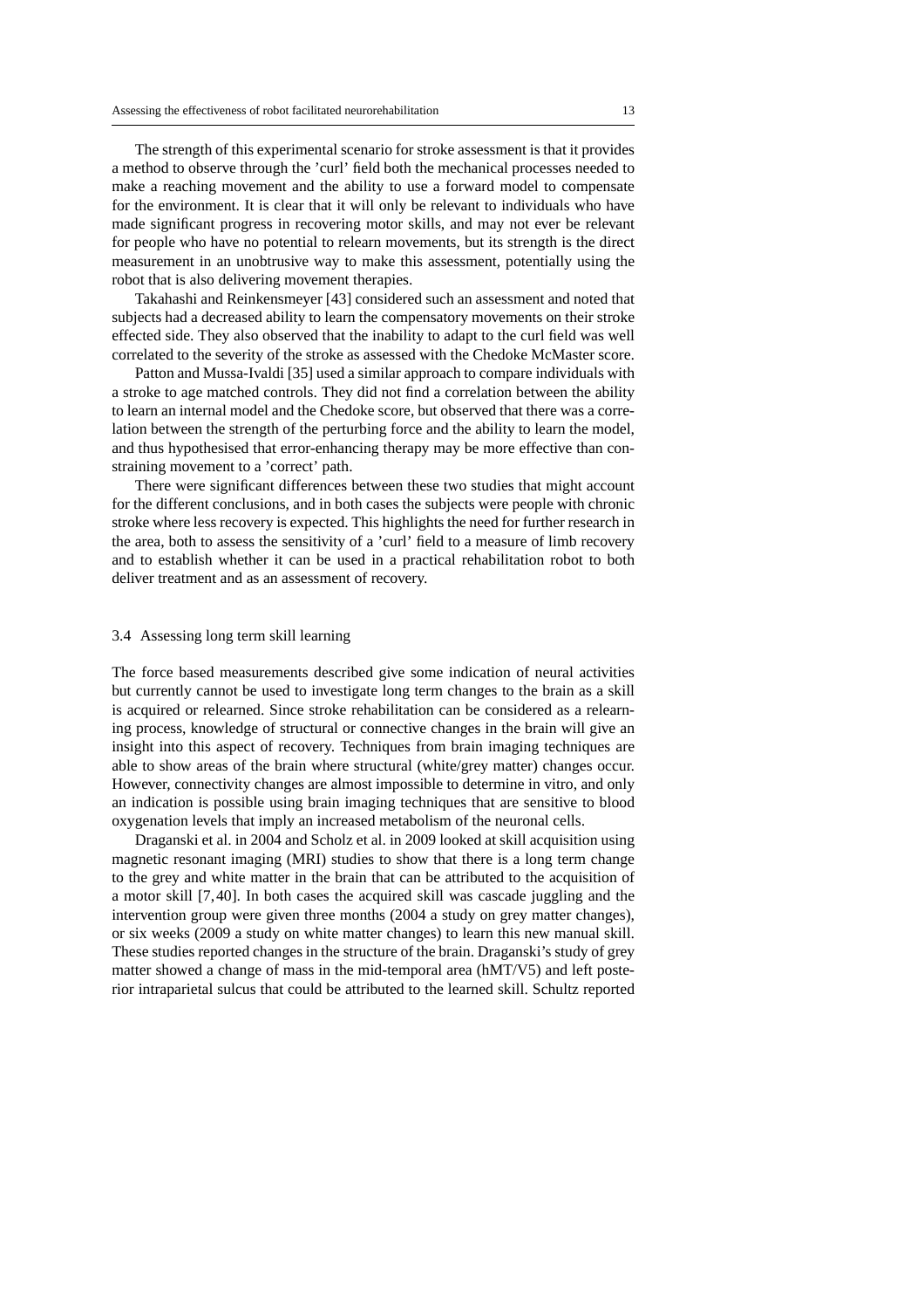The strength of this experimental scenario for stroke assessment is that it provides a method to observe through the 'curl' field both the mechanical processes needed to make a reaching movement and the ability to use a forward model to compensate for the environment. It is clear that it will only be relevant to individuals who have made significant progress in recovering motor skills, and may not ever be relevant for people who have no potential to relearn movements, but its strength is the direct measurement in an unobtrusive way to make this assessment, potentially using the robot that is also delivering movement therapies.

Takahashi and Reinkensmeyer [43] considered such an assessment and noted that subjects had a decreased ability to learn the compensatory movements on their stroke effected side. They also observed that the inability to adapt to the curl field was well correlated to the severity of the stroke as assessed with the Chedoke McMaster score.

Patton and Mussa-Ivaldi [35] used a similar approach to compare individuals with a stroke to age matched controls. They did not find a correlation between the ability to learn an internal model and the Chedoke score, but observed that there was a correlation between the strength of the perturbing force and the ability to learn the model, and thus hypothesised that error-enhancing therapy may be more effective than constraining movement to a 'correct' path.

There were significant differences between these two studies that might account for the different conclusions, and in both cases the subjects were people with chronic stroke where less recovery is expected. This highlights the need for further research in the area, both to assess the sensitivity of a 'curl' field to a measure of limb recovery and to establish whether it can be used in a practical rehabilitation robot to both deliver treatment and as an assessment of recovery.

### 3.4 Assessing long term skill learning

The force based measurements described give some indication of neural activities but currently cannot be used to investigate long term changes to the brain as a skill is acquired or relearned. Since stroke rehabilitation can be considered as a relearning process, knowledge of structural or connective changes in the brain will give an insight into this aspect of recovery. Techniques from brain imaging techniques are able to show areas of the brain where structural (white/grey matter) changes occur. However, connectivity changes are almost impossible to determine in vitro, and only an indication is possible using brain imaging techniques that are sensitive to blood oxygenation levels that imply an increased metabolism of the neuronal cells.

Draganski et al. in 2004 and Scholz et al. in 2009 looked at skill acquisition using magnetic resonant imaging (MRI) studies to show that there is a long term change to the grey and white matter in the brain that can be attributed to the acquisition of a motor skill [7, 40]. In both cases the acquired skill was cascade juggling and the intervention group were given three months (2004 a study on grey matter changes), or six weeks (2009 a study on white matter changes) to learn this new manual skill. These studies reported changes in the structure of the brain. Draganski's study of grey matter showed a change of mass in the mid-temporal area (hMT/V5) and left posterior intraparietal sulcus that could be attributed to the learned skill. Schultz reported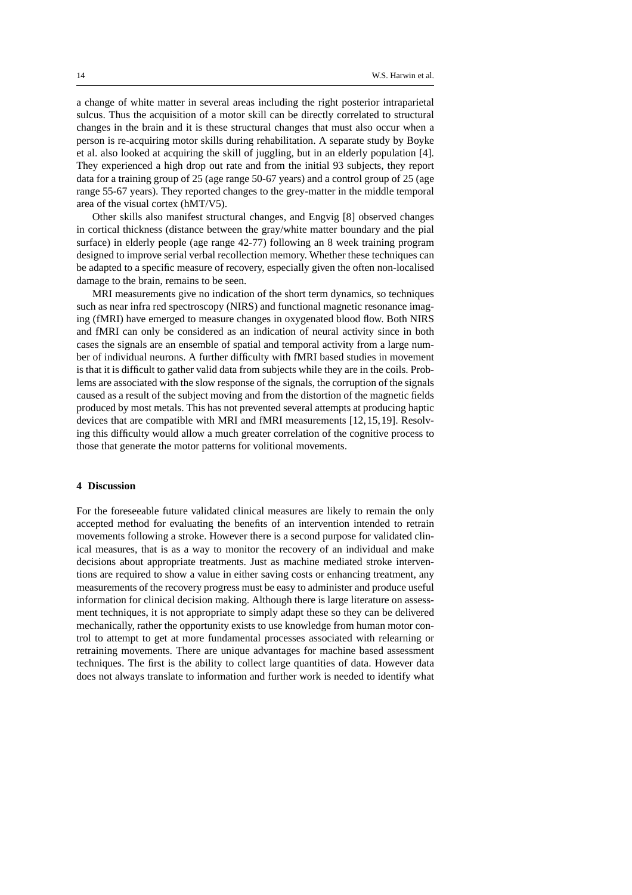a change of white matter in several areas including the right posterior intraparietal sulcus. Thus the acquisition of a motor skill can be directly correlated to structural changes in the brain and it is these structural changes that must also occur when a person is re-acquiring motor skills during rehabilitation. A separate study by Boyke et al. also looked at acquiring the skill of juggling, but in an elderly population [4]. They experienced a high drop out rate and from the initial 93 subjects, they report data for a training group of 25 (age range 50-67 years) and a control group of 25 (age range 55-67 years). They reported changes to the grey-matter in the middle temporal area of the visual cortex (hMT/V5).

Other skills also manifest structural changes, and Engvig [8] observed changes in cortical thickness (distance between the gray/white matter boundary and the pial surface) in elderly people (age range 42-77) following an 8 week training program designed to improve serial verbal recollection memory. Whether these techniques can be adapted to a specific measure of recovery, especially given the often non-localised damage to the brain, remains to be seen.

MRI measurements give no indication of the short term dynamics, so techniques such as near infra red spectroscopy (NIRS) and functional magnetic resonance imaging (fMRI) have emerged to measure changes in oxygenated blood flow. Both NIRS and fMRI can only be considered as an indication of neural activity since in both cases the signals are an ensemble of spatial and temporal activity from a large number of individual neurons. A further difficulty with fMRI based studies in movement is that it is difficult to gather valid data from subjects while they are in the coils. Problems are associated with the slow response of the signals, the corruption of the signals caused as a result of the subject moving and from the distortion of the magnetic fields produced by most metals. This has not prevented several attempts at producing haptic devices that are compatible with MRI and fMRI measurements [12,15,19]. Resolving this difficulty would allow a much greater correlation of the cognitive process to those that generate the motor patterns for volitional movements.

## 4 Discussion

For the foreseeable future validated clinical measures are likely to remain the only accepted method for evaluating the benefits of an intervention intended to retrain movements following a stroke. However there is a second purpose for validated clinical measures, that is as a way to monitor the recovery of an individual and make decisions about appropriate treatments. Just as machine mediated stroke interventions are required to show a value in either saving costs or enhancing treatment, any measurements of the recovery progress must be easy to administer and produce useful information for clinical decision making. Although there is large literature on assessment techniques, it is not appropriate to simply adapt these so they can be delivered mechanically, rather the opportunity exists to use knowledge from human motor control to attempt to get at more fundamental processes associated with relearning or retraining movements. There are unique advantages for machine based assessment techniques. The first is the ability to collect large quantities of data. However data does not always translate to information and further work is needed to identify what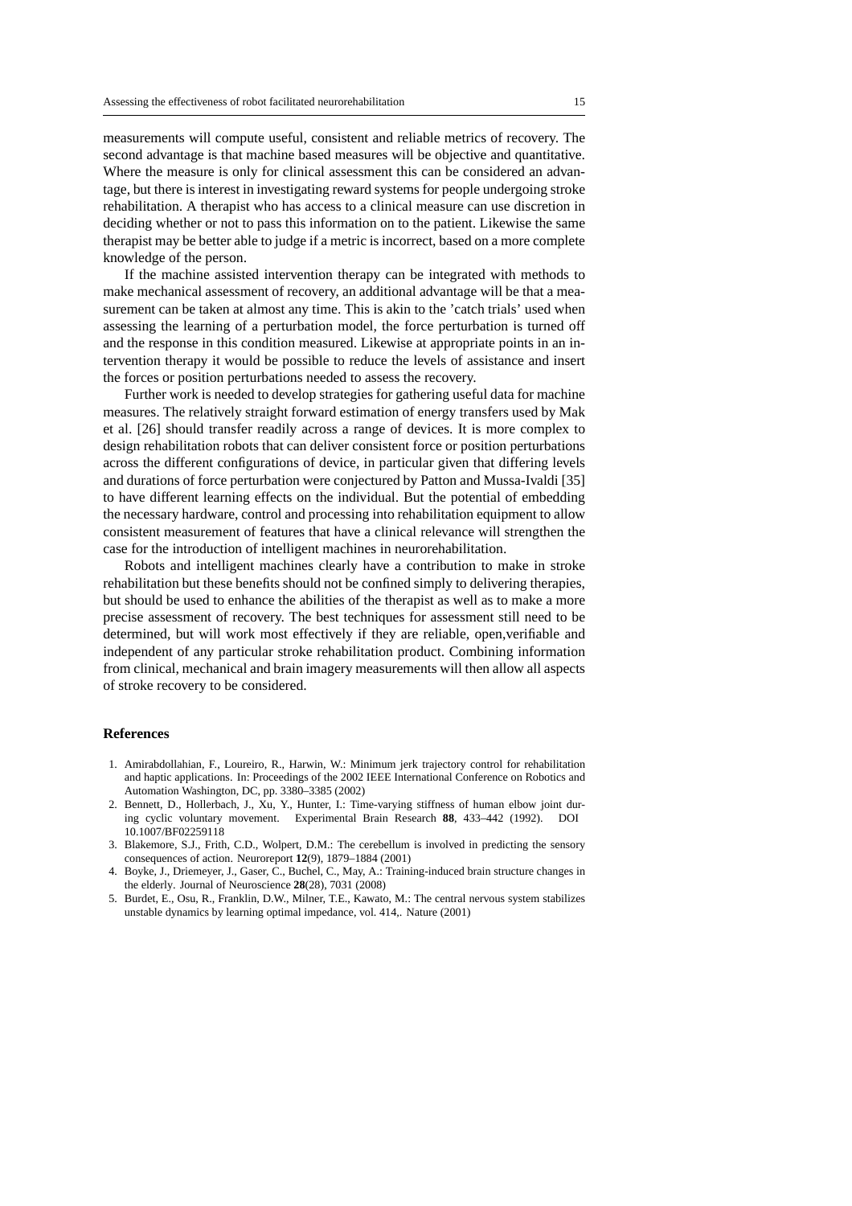measurements will compute useful, consistent and reliable metrics of recovery. The second advantage is that machine based measures will be objective and quantitative. Where the measure is only for clinical assessment this can be considered an advantage, but there is interest in investigating reward systems for people undergoing stroke rehabilitation. A therapist who has access to a clinical measure can use discretion in deciding whether or not to pass this information on to the patient. Likewise the same therapist may be better able to judge if a metric is incorrect, based on a more complete knowledge of the person.

If the machine assisted intervention therapy can be integrated with methods to make mechanical assessment of recovery, an additional advantage will be that a measurement can be taken at almost any time. This is akin to the 'catch trials' used when assessing the learning of a perturbation model, the force perturbation is turned off and the response in this condition measured. Likewise at appropriate points in an intervention therapy it would be possible to reduce the levels of assistance and insert the forces or position perturbations needed to assess the recovery.

Further work is needed to develop strategies for gathering useful data for machine measures. The relatively straight forward estimation of energy transfers used by Mak et al. [26] should transfer readily across a range of devices. It is more complex to design rehabilitation robots that can deliver consistent force or position perturbations across the different configurations of device, in particular given that differing levels and durations of force perturbation were conjectured by Patton and Mussa-Ivaldi [35] to have different learning effects on the individual. But the potential of embedding the necessary hardware, control and processing into rehabilitation equipment to allow consistent measurement of features that have a clinical relevance will strengthen the case for the introduction of intelligent machines in neurorehabilitation.

Robots and intelligent machines clearly have a contribution to make in stroke rehabilitation but these benefits should not be confined simply to delivering therapies, but should be used to enhance the abilities of the therapist as well as to make a more precise assessment of recovery. The best techniques for assessment still need to be determined, but will work most effectively if they are reliable, open,verifiable and independent of any particular stroke rehabilitation product. Combining information from clinical, mechanical and brain imagery measurements will then allow all aspects of stroke recovery to be considered.

## References

1. Amirabdollahian, F., Loureiro, R., Harwin, W.: Minimum jerk trajectory control for rehabilitation and haptic applications. In: Proceedings of the 2002 IEEE International Conference on Robotics and Automation Washington, DC, pp. 3380–3385 (2002)
2. Bennett, D., Hollerbach, J., Xu, Y., Hunter, I.: Time-varying stiffness of human elbow joint during cyclic voluntary movement. Experimental Brain Research **88**, 433–442 (1992). DOI 10.1007/BF02259118
3. Blakemore, S.J., Frith, C.D., Wolpert, D.M.: The cerebellum is involved in predicting the sensory consequences of action. Neuroreport **12**(9), 1879–1884 (2001)
4. Boyke, J., Driemeyer, J., Gaser, C., Buchel, C., May, A.: Training-induced brain structure changes in the elderly. Journal of Neuroscience **28**(28), 7031 (2008)
5. Burdet, E., Osu, R., Franklin, D.W., Milner, T.E., Kawato, M.: The central nervous system stabilizes unstable dynamics by learning optimal impedance, vol. 414,. Nature (2001)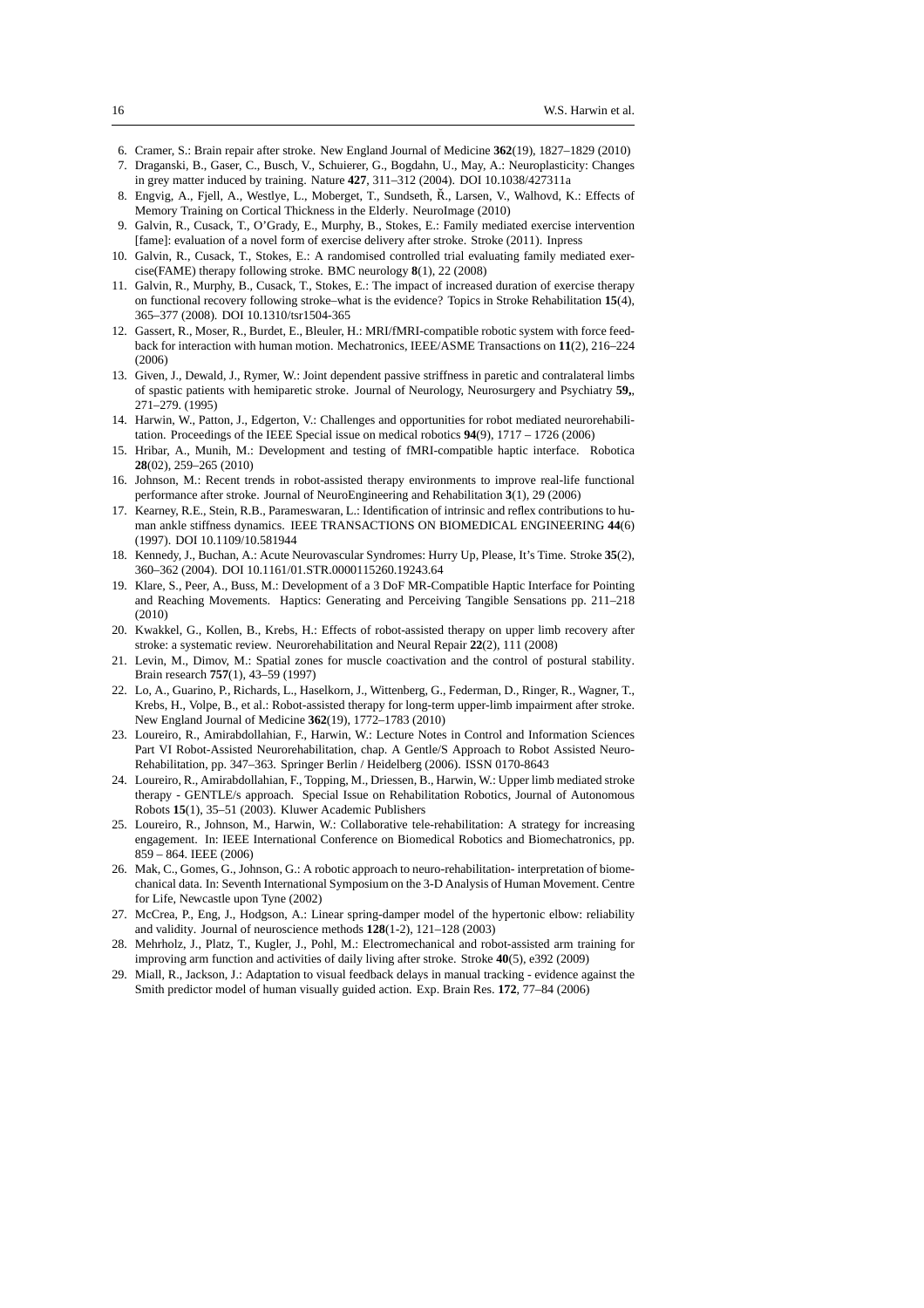6. Cramer, S.: Brain repair after stroke. New England Journal of Medicine **362**(19), 1827–1829 (2010)
7. Draganski, B., Gaser, C., Busch, V., Schuierer, G., Bogdahn, U., May, A.: Neuroplasticity: Changes in grey matter induced by training. Nature **427**, 311–312 (2004). DOI 10.1038/427311a
8. Engvig, A., Fjell, A., Westlye, L., Moberget, T., Sundseth, Ř., Larsen, V., Walhovd, K.: Effects of Memory Training on Cortical Thickness in the Elderly. NeuroImage (2010)
9. Galvin, R., Cusack, T., O'Grady, E., Murphy, B., Stokes, E.: Family mediated exercise intervention [fame]: evaluation of a novel form of exercise delivery after stroke. Stroke (2011). Inpress
10. Galvin, R., Cusack, T., Stokes, E.: A randomised controlled trial evaluating family mediated exercise(FAME) therapy following stroke. BMC neurology **8**(1), 22 (2008)
11. Galvin, R., Murphy, B., Cusack, T., Stokes, E.: The impact of increased duration of exercise therapy on functional recovery following stroke–what is the evidence? Topics in Stroke Rehabilitation **15**(4), 365–377 (2008). DOI 10.1310/tsr1504-365
12. Gassert, R., Moser, R., Burdet, E., Bleuler, H.: MRI/fMRI-compatible robotic system with force feedback for interaction with human motion. Mechatronics, IEEE/ASME Transactions on **11**(2), 216–224 (2006)
13. Given, J., Dewald, J., Rymer, W.: Joint dependent passive striffness in paretic and contralateral limbs of spastic patients with hemiparetic stroke. Journal of Neurology, Neurosurgery and Psychiatry **59,**, 271–279. (1995)
14. Harwin, W., Patton, J., Edgerton, V.: Challenges and opportunities for robot mediated neurorehabilitation. Proceedings of the IEEE Special issue on medical robotics **94**(9), 1717 – 1726 (2006)
15. Hribar, A., Munih, M.: Development and testing of fMRI-compatible haptic interface. Robotica **28**(02), 259–265 (2010)
16. Johnson, M.: Recent trends in robot-assisted therapy environments to improve real-life functional performance after stroke. Journal of NeuroEngineering and Rehabilitation **3**(1), 29 (2006)
17. Kearney, R.E., Stein, R.B., Parameswaran, L.: Identification of intrinsic and reflex contributions to human ankle stiffness dynamics. IEEE TRANSACTIONS ON BIOMEDICAL ENGINEERING **44**(6) (1997). DOI 10.1109/10.581944
18. Kennedy, J., Buchan, A.: Acute Neurovascular Syndromes: Hurry Up, Please, It's Time. Stroke **35**(2), 360–362 (2004). DOI 10.1161/01.STR.0000115260.19243.64
19. Klare, S., Peer, A., Buss, M.: Development of a 3 DoF MR-Compatible Haptic Interface for Pointing and Reaching Movements. Haptics: Generating and Perceiving Tangible Sensations pp. 211–218 (2010)
20. Kwakkel, G., Kollen, B., Krebs, H.: Effects of robot-assisted therapy on upper limb recovery after stroke: a systematic review. Neurorehabilitation and Neural Repair **22**(2), 111 (2008)
21. Levin, M., Dimov, M.: Spatial zones for muscle coactivation and the control of postural stability. Brain research **757**(1), 43–59 (1997)
22. Lo, A., Guarino, P., Richards, L., Haselkorn, J., Wittenberg, G., Federman, D., Ringer, R., Wagner, T., Krebs, H., Volpe, B., et al.: Robot-assisted therapy for long-term upper-limb impairment after stroke. New England Journal of Medicine **362**(19), 1772–1783 (2010)
23. Loureiro, R., Amirabdollahian, F., Harwin, W.: Lecture Notes in Control and Information Sciences Part VI Robot-Assisted Neurorehabilitation, chap. A Gentle/S Approach to Robot Assisted Neuro-Rehabilitation, pp. 347–363. Springer Berlin / Heidelberg (2006). ISSN 0170-8643
24. Loureiro, R., Amirabdollahian, F., Topping, M., Driessen, B., Harwin, W.: Upper limb mediated stroke therapy - GENTLE/s approach. Special Issue on Rehabilitation Robotics, Journal of Autonomous Robots **15**(1), 35–51 (2003). Kluwer Academic Publishers
25. Loureiro, R., Johnson, M., Harwin, W.: Collaborative tele-rehabilitation: A strategy for increasing engagement. In: IEEE International Conference on Biomedical Robotics and Biomechatronics, pp. 859 – 864. IEEE (2006)
26. Mak, C., Gomes, G., Johnson, G.: A robotic approach to neuro-rehabilitation- interpretation of biomechanical data. In: Seventh International Symposium on the 3-D Analysis of Human Movement. Centre for Life, Newcastle upon Tyne (2002)
27. McCrea, P., Eng, J., Hodgson, A.: Linear spring-damper model of the hypertonic elbow: reliability and validity. Journal of neuroscience methods **128**(1-2), 121–128 (2003)
28. Mehrholz, J., Platz, T., Kugler, J., Pohl, M.: Electromechanical and robot-assisted arm training for improving arm function and activities of daily living after stroke. Stroke **40**(5), e392 (2009)
29. Miall, R., Jackson, J.: Adaptation to visual feedback delays in manual tracking - evidence against the Smith predictor model of human visually guided action. Exp. Brain Res. **172**, 77–84 (2006)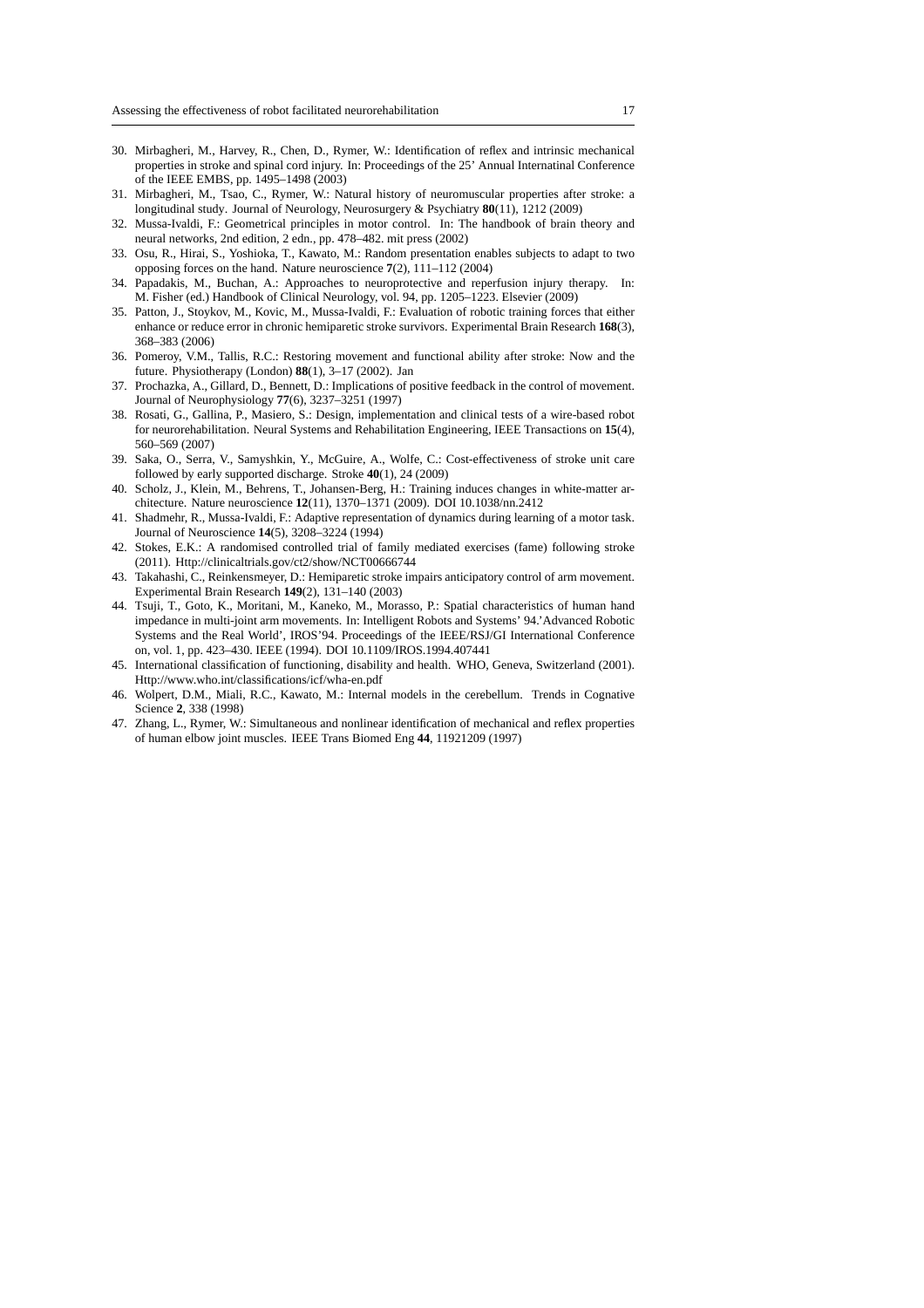30. Mirbagheri, M., Harvey, R., Chen, D., Rymer, W.: Identification of reflex and intrinsic mechanical properties in stroke and spinal cord injury. In: Proceedings of the 25' Annual Internatinal Conference of the IEEE EMBS, pp. 1495–1498 (2003)
31. Mirbagheri, M., Tsao, C., Rymer, W.: Natural history of neuromuscular properties after stroke: a longitudinal study. Journal of Neurology, Neurosurgery & Psychiatry **80**(11), 1212 (2009)
32. Mussa-Ivaldi, F.: Geometrical principles in motor control. In: The handbook of brain theory and neural networks, 2nd edition, 2 edn., pp. 478–482. mit press (2002)
33. Osu, R., Hirai, S., Yoshioka, T., Kawato, M.: Random presentation enables subjects to adapt to two opposing forces on the hand. Nature neuroscience **7**(2), 111–112 (2004)
34. Papadakis, M., Buchan, A.: Approaches to neuroprotective and reperfusion injury therapy. In: M. Fisher (ed.) Handbook of Clinical Neurology, vol. 94, pp. 1205–1223. Elsevier (2009)
35. Patton, J., Stoykov, M., Kovic, M., Mussa-Ivaldi, F.: Evaluation of robotic training forces that either enhance or reduce error in chronic hemiparetic stroke survivors. Experimental Brain Research **168**(3), 368–383 (2006)
36. Pomeroy, V.M., Tallis, R.C.: Restoring movement and functional ability after stroke: Now and the future. Physiotherapy (London) **88**(1), 3–17 (2002). Jan
37. Prochazka, A., Gillard, D., Bennett, D.: Implications of positive feedback in the control of movement. Journal of Neurophysiology **77**(6), 3237–3251 (1997)
38. Rosati, G., Gallina, P., Masiero, S.: Design, implementation and clinical tests of a wire-based robot for neurorehabilitation. Neural Systems and Rehabilitation Engineering, IEEE Transactions on **15**(4), 560–569 (2007)
39. Saka, O., Serra, V., Samyshkin, Y., McGuire, A., Wolfe, C.: Cost-effectiveness of stroke unit care followed by early supported discharge. Stroke **40**(1), 24 (2009)
40. Scholz, J., Klein, M., Behrens, T., Johansen-Berg, H.: Training induces changes in white-matter architecture. Nature neuroscience **12**(11), 1370–1371 (2009). DOI 10.1038/nn.2412
41. Shadmehr, R., Mussa-Ivaldi, F.: Adaptive representation of dynamics during learning of a motor task. Journal of Neuroscience **14**(5), 3208–3224 (1994)
42. Stokes, E.K.: A randomised controlled trial of family mediated exercises (fame) following stroke (2011). Http://clinicaltrials.gov/ct2/show/NCT00666744
43. Takahashi, C., Reinkensmeyer, D.: Hemiparetic stroke impairs anticipatory control of arm movement. Experimental Brain Research **149**(2), 131–140 (2003)
44. Tsuji, T., Goto, K., Moritani, M., Kaneko, M., Morasso, P.: Spatial characteristics of human hand impedance in multi-joint arm movements. In: Intelligent Robots and Systems' 94.'Advanced Robotic Systems and the Real World', IROS'94. Proceedings of the IEEE/RSJ/GI International Conference on, vol. 1, pp. 423–430. IEEE (1994). DOI 10.1109/IROS.1994.407441
45. International classification of functioning, disability and health. WHO, Geneva, Switzerland (2001). Http://www.who.int/classifications/icf/wha-en.pdf
46. Wolpert, D.M., Miali, R.C., Kawato, M.: Internal models in the cerebellum. Trends in Cognative Science **2**, 338 (1998)
47. Zhang, L., Rymer, W.: Simultaneous and nonlinear identification of mechanical and reflex properties of human elbow joint muscles. IEEE Trans Biomed Eng **44**, 11921209 (1997)